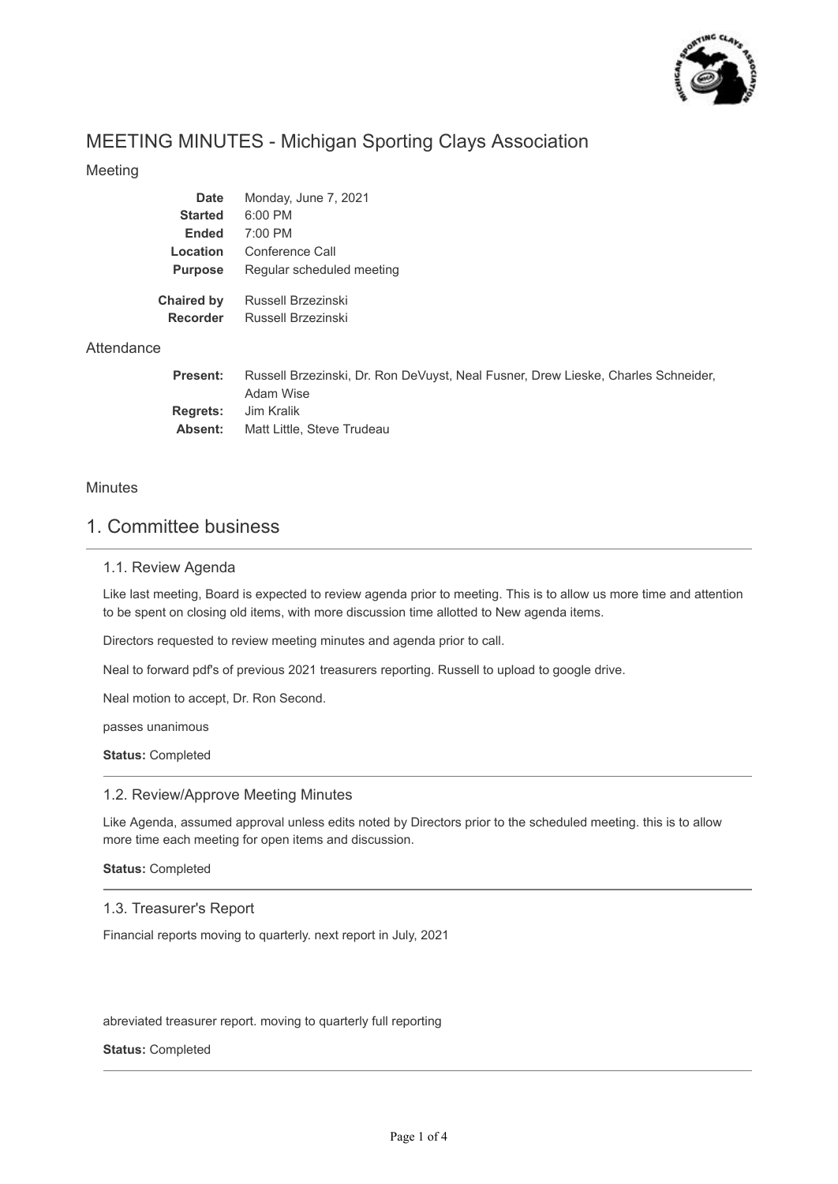# MEETING MINUTES - Michigan Sporting Clays Association

## Meeting

| | |
|---|---|
| **Date** | Monday, June 7, 2021 |
| **Started** | 6:00 PM |
| **Ended** | 7:00 PM |
| **Location** | Conference Call |
| **Purpose** | Regular scheduled meeting |
| **Chaired by** | Russell Brzezinski |
| **Recorder** | Russell Brzezinski |

## Attendance

| | |
|---|---|
| **Present:** | Russell Brzezinski, Dr. Ron DeVuyst, Neal Fusner, Drew Lieske, Charles Schneider, Adam Wise |
| **Regrets:** | Jim Kralik |
| **Absent:** | Matt Little, Steve Trudeau |

## Minutes

# 1. Committee business

### 1.1. Review Agenda

Like last meeting, Board is expected to review agenda prior to meeting. This is to allow us more time and attention to be spent on closing old items, with more discussion time allotted to New agenda items.

Directors requested to review meeting minutes and agenda prior to call.

Neal to forward pdf's of previous 2021 treasurers reporting. Russell to upload to google drive.

Neal motion to accept, Dr. Ron Second.

passes unanimous

**Status:** Completed

### 1.2. Review/Approve Meeting Minutes

Like Agenda, assumed approval unless edits noted by Directors prior to the scheduled meeting. this is to allow more time each meeting for open items and discussion.

**Status:** Completed

### 1.3. Treasurer's Report

Financial reports moving to quarterly. next report in July, 2021

abreviated treasurer report. moving to quarterly full reporting

**Status:** Completed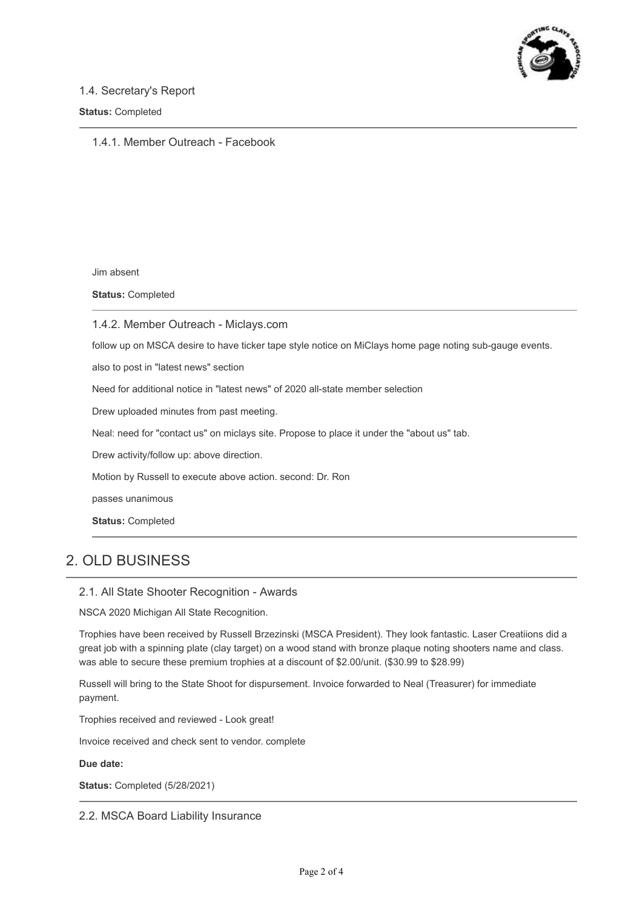### 1.4. Secretary's Report

**Status:** Completed

#### 1.4.1. Member Outreach - Facebook

Jim absent

**Status:** Completed

#### 1.4.2. Member Outreach - Miclays.com

follow up on MSCA desire to have ticker tape style notice on MiClays home page noting sub-gauge events.

also to post in "latest news" section

Need for additional notice in "latest news" of 2020 all-state member selection

Drew uploaded minutes from past meeting.

Neal: need for "contact us" on miclays site. Propose to place it under the "about us" tab.

Drew activity/follow up: above direction.

Motion by Russell to execute above action. second: Dr. Ron

passes unanimous

**Status:** Completed

## 2. OLD BUSINESS

### 2.1. All State Shooter Recognition - Awards

NSCA 2020 Michigan All State Recognition.

Trophies have been received by Russell Brzezinski (MSCA President). They look fantastic. Laser Creatiions did a great job with a spinning plate (clay target) on a wood stand with bronze plaque noting shooters name and class. was able to secure these premium trophies at a discount of $2.00/unit. ($30.99 to $28.99)

Russell will bring to the State Shoot for dispursement. Invoice forwarded to Neal (Treasurer) for immediate payment.

Trophies received and reviewed - Look great!

Invoice received and check sent to vendor. complete

**Due date:**

**Status:** Completed (5/28/2021)

### 2.2. MSCA Board Liability Insurance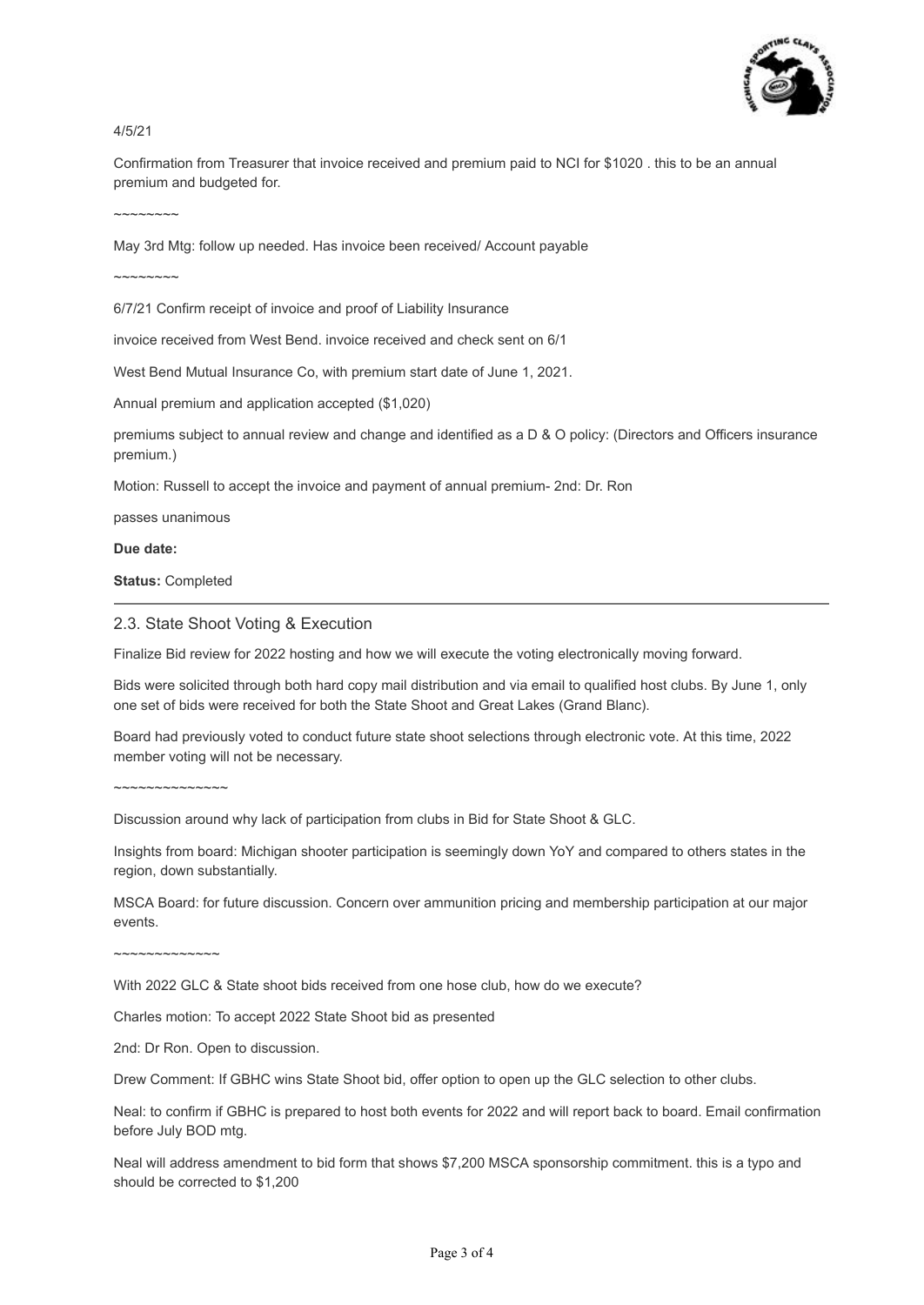4/5/21

Confirmation from Treasurer that invoice received and premium paid to NCI for $1020 . this to be an annual premium and budgeted for.

~~~~~~~~

May 3rd Mtg: follow up needed. Has invoice been received/ Account payable

~~~~~~~~

6/7/21 Confirm receipt of invoice and proof of Liability Insurance

invoice received from West Bend. invoice received and check sent on 6/1

West Bend Mutual Insurance Co, with premium start date of June 1, 2021.

Annual premium and application accepted ($1,020)

premiums subject to annual review and change and identified as a D & O policy: (Directors and Officers insurance premium.)

Motion: Russell to accept the invoice and payment of annual premium- 2nd: Dr. Ron

passes unanimous

**Due date:**

**Status:** Completed

---

## 2.3. State Shoot Voting & Execution

Finalize Bid review for 2022 hosting and how we will execute the voting electronically moving forward.

Bids were solicited through both hard copy mail distribution and via email to qualified host clubs. By June 1, only one set of bids were received for both the State Shoot and Great Lakes (Grand Blanc).

Board had previously voted to conduct future state shoot selections through electronic vote. At this time, 2022 member voting will not be necessary.

~~~~~~~~~~~~~~

Discussion around why lack of participation from clubs in Bid for State Shoot & GLC.

Insights from board: Michigan shooter participation is seemingly down YoY and compared to others states in the region, down substantially.

MSCA Board: for future discussion. Concern over ammunition pricing and membership participation at our major events.

~~~~~~~~~~~~~

With 2022 GLC & State shoot bids received from one hose club, how do we execute?

Charles motion: To accept 2022 State Shoot bid as presented

2nd: Dr Ron. Open to discussion.

Drew Comment: If GBHC wins State Shoot bid, offer option to open up the GLC selection to other clubs.

Neal: to confirm if GBHC is prepared to host both events for 2022 and will report back to board. Email confirmation before July BOD mtg.

Neal will address amendment to bid form that shows $7,200 MSCA sponsorship commitment. this is a typo and should be corrected to $1,200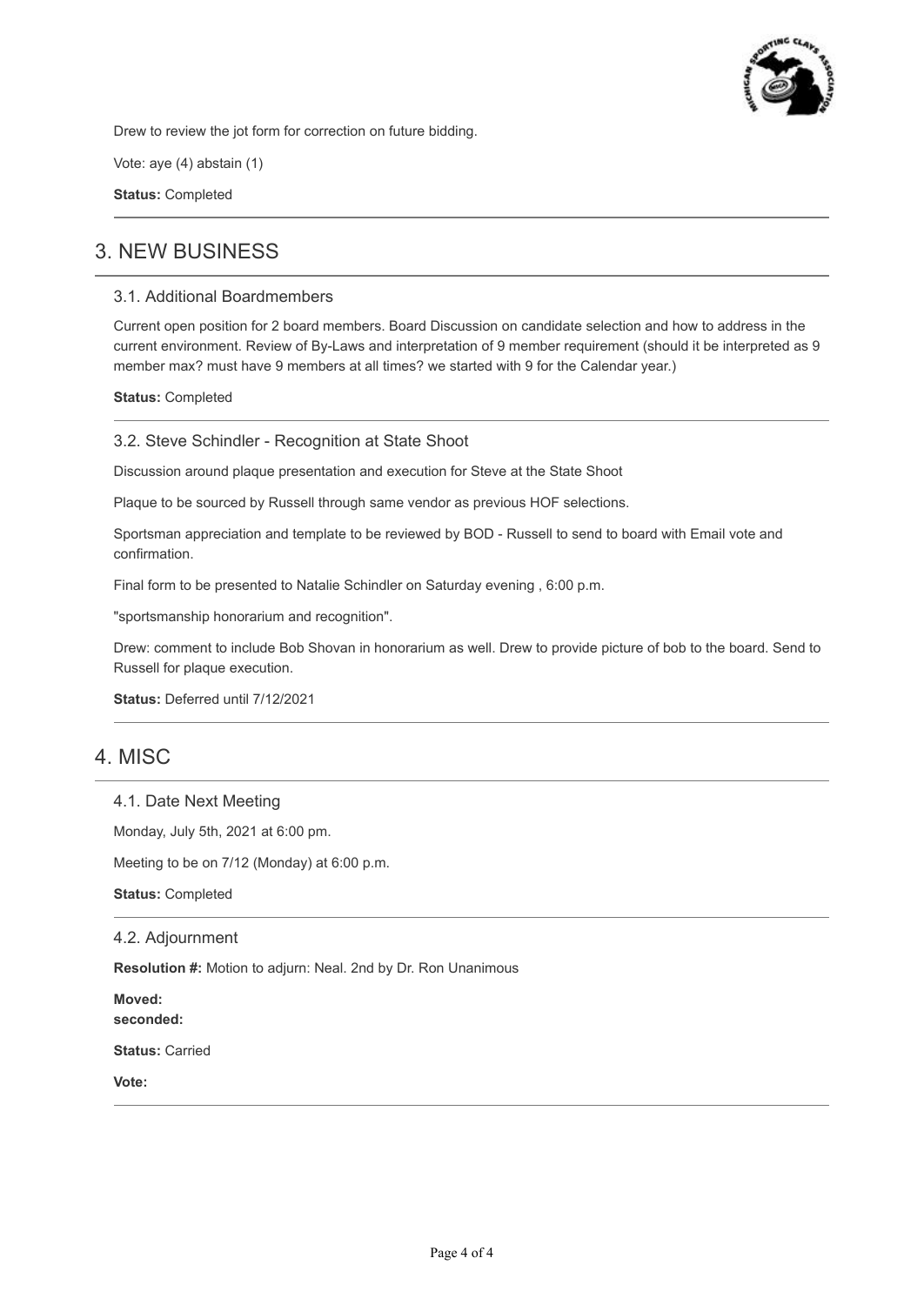Drew to review the jot form for correction on future bidding.

Vote: aye (4) abstain (1)

**Status:** Completed

## 3. NEW BUSINESS

### 3.1. Additional Boardmembers

Current open position for 2 board members. Board Discussion on candidate selection and how to address in the current environment. Review of By-Laws and interpretation of 9 member requirement (should it be interpreted as 9 member max? must have 9 members at all times? we started with 9 for the Calendar year.)

**Status:** Completed

### 3.2. Steve Schindler - Recognition at State Shoot

Discussion around plaque presentation and execution for Steve at the State Shoot

Plaque to be sourced by Russell through same vendor as previous HOF selections.

Sportsman appreciation and template to be reviewed by BOD - Russell to send to board with Email vote and confirmation.

Final form to be presented to Natalie Schindler on Saturday evening , 6:00 p.m.

"sportsmanship honorarium and recognition".

Drew: comment to include Bob Shovan in honorarium as well. Drew to provide picture of bob to the board. Send to Russell for plaque execution.

**Status:** Deferred until 7/12/2021

## 4. MISC

### 4.1. Date Next Meeting

Monday, July 5th, 2021 at 6:00 pm.

Meeting to be on 7/12 (Monday) at 6:00 p.m.

**Status:** Completed

### 4.2. Adjournment

**Resolution #:** Motion to adjurn: Neal. 2nd by Dr. Ron Unanimous

**Moved:**
**seconded:**

**Status:** Carried

**Vote:**